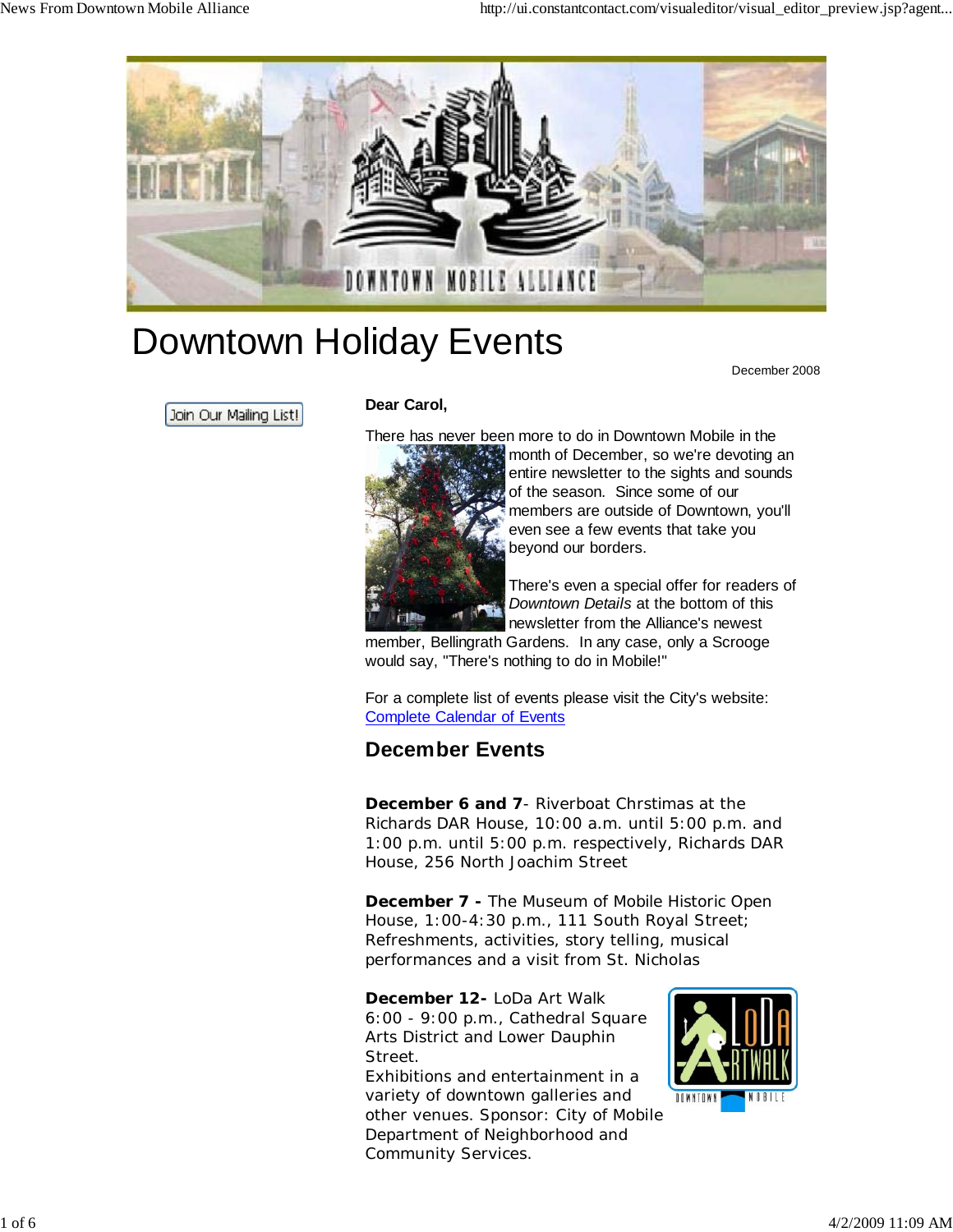# Downtown Holiday Events

December 2008

Join Our Mailing List!

**Dear Carol,**

There has never been more to do in Downtown Mobile in the month of December, so we're devoting an entire newsletter to the sights and sounds of the season. Since some of our members are outside of Downtown, you'll even see a few events that take you beyond our borders.

There's even a special offer for readers of *Downtown Details* at the bottom of this newsletter from the Alliance's newest member, Bellingrath Gardens. In any case, only a Scrooge would say, "There's nothing to do in Mobile!"

For a complete list of events please visit the City's website: [Complete Calendar of Events]

## December Events

**December 6 and 7**- Riverboat Chrstimas at the Richards DAR House, 10:00 a.m. until 5:00 p.m. and 1:00 p.m. until 5:00 p.m. respectively, Richards DAR House, 256 North Joachim Street

**December 7 -** The Museum of Mobile Historic Open House, 1:00-4:30 p.m., 111 South Royal Street; Refreshments, activities, story telling, musical performances and a visit from St. Nicholas

**December 12-** LoDa Art Walk
6:00 - 9:00 p.m., Cathedral Square Arts District and Lower Dauphin Street.
Exhibitions and entertainment in a variety of downtown galleries and other venues. Sponsor: City of Mobile Department of Neighborhood and Community Services.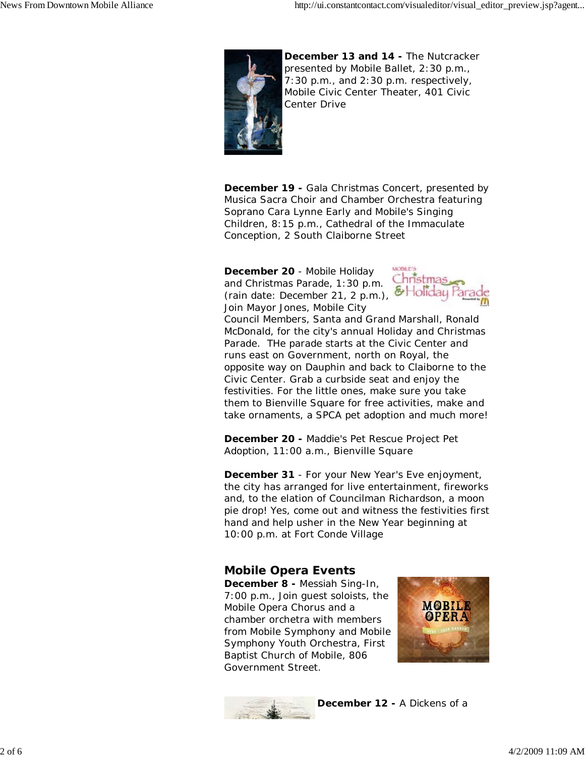**December 13 and 14 -** The Nutcracker presented by Mobile Ballet, 2:30 p.m., 7:30 p.m., and 2:30 p.m. respectively, Mobile Civic Center Theater, 401 Civic Center Drive

**December 19 -** Gala Christmas Concert, presented by Musica Sacra Choir and Chamber Orchestra featuring Soprano Cara Lynne Early and Mobile's Singing Children, 8:15 p.m., Cathedral of the Immaculate Conception, 2 South Claiborne Street

**December 20** - Mobile Holiday and Christmas Parade, 1:30 p.m. (rain date: December 21, 2 p.m.), Join Mayor Jones, Mobile City Council Members, Santa and Grand Marshall, Ronald McDonald, for the city's annual Holiday and Christmas Parade. THe parade starts at the Civic Center and runs east on Government, north on Royal, the opposite way on Dauphin and back to Claiborne to the Civic Center. Grab a curbside seat and enjoy the festivities. For the little ones, make sure you take them to Bienville Square for free activities, make and take ornaments, a SPCA pet adoption and much more!

**December 20 -** Maddie's Pet Rescue Project Pet Adoption, 11:00 a.m., Bienville Square

**December 31** - For your New Year's Eve enjoyment, the city has arranged for live entertainment, fireworks and, to the elation of Councilman Richardson, a moon pie drop! Yes, come out and witness the festivities first hand and help usher in the New Year beginning at 10:00 p.m. at Fort Conde Village

## Mobile Opera Events

**December 8 -** Messiah Sing-In, 7:00 p.m., Join guest soloists, the Mobile Opera Chorus and a chamber orchetra with members from Mobile Symphony and Mobile Symphony Youth Orchestra, First Baptist Church of Mobile, 806 Government Street.

**December 12 -** A Dickens of a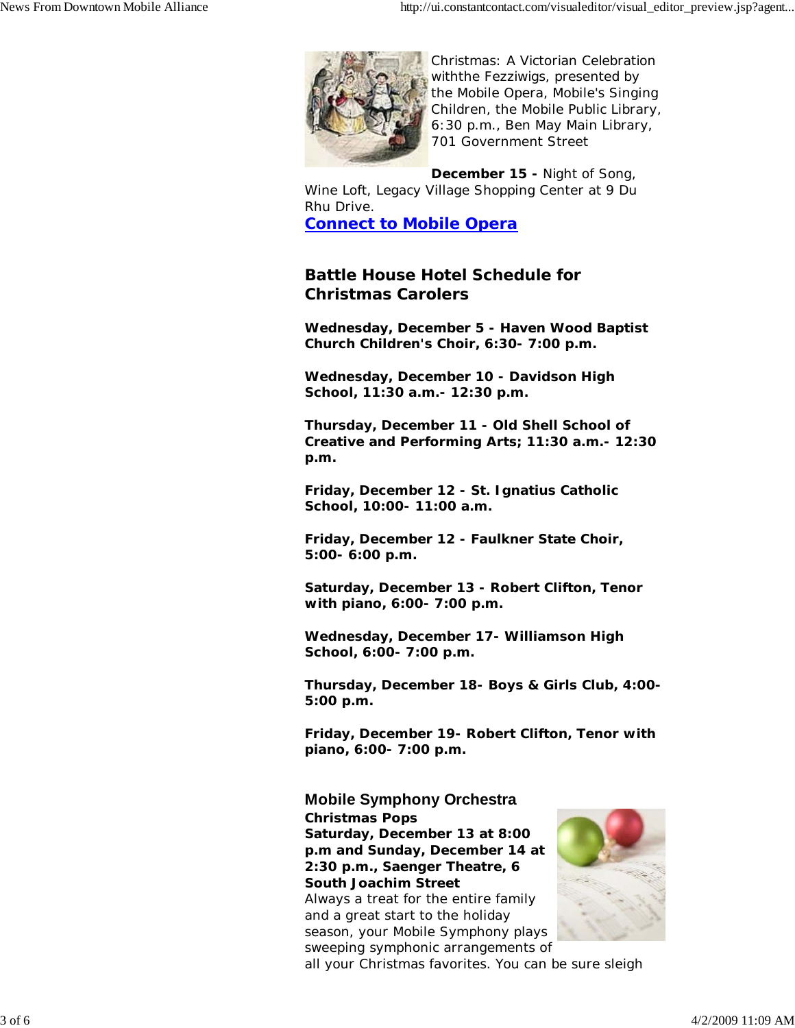Christmas: A Victorian Celebration withthe Fezziwigs, presented by the Mobile Opera, Mobile's Singing Children, the Mobile Public Library, 6:30 p.m., Ben May Main Library, 701 Government Street

**December 15 -** Night of Song, Wine Loft, Legacy Village Shopping Center at 9 Du Rhu Drive.

**Connect to Mobile Opera**

## Battle House Hotel Schedule for Christmas Carolers

**Wednesday, December 5 - Haven Wood Baptist Church Children's Choir, 6:30- 7:00 p.m.**

**Wednesday, December 10 - Davidson High School, 11:30 a.m.- 12:30 p.m.**

**Thursday, December 11 - Old Shell School of Creative and Performing Arts; 11:30 a.m.- 12:30 p.m.**

**Friday, December 12 - St. Ignatius Catholic School, 10:00- 11:00 a.m.**

**Friday, December 12 - Faulkner State Choir, 5:00- 6:00 p.m.**

**Saturday, December 13 - Robert Clifton, Tenor with piano, 6:00- 7:00 p.m.**

**Wednesday, December 17- Williamson High School, 6:00- 7:00 p.m.**

**Thursday, December 18- Boys & Girls Club, 4:00- 5:00 p.m.**

**Friday, December 19- Robert Clifton, Tenor with piano, 6:00- 7:00 p.m.**

## Mobile Symphony Orchestra

**Christmas Pops**
**Saturday, December 13 at 8:00 p.m and Sunday, December 14 at 2:30 p.m., Saenger Theatre, 6 South Joachim Street**
Always a treat for the entire family and a great start to the holiday season, your Mobile Symphony plays sweeping symphonic arrangements of all your Christmas favorites. You can be sure sleigh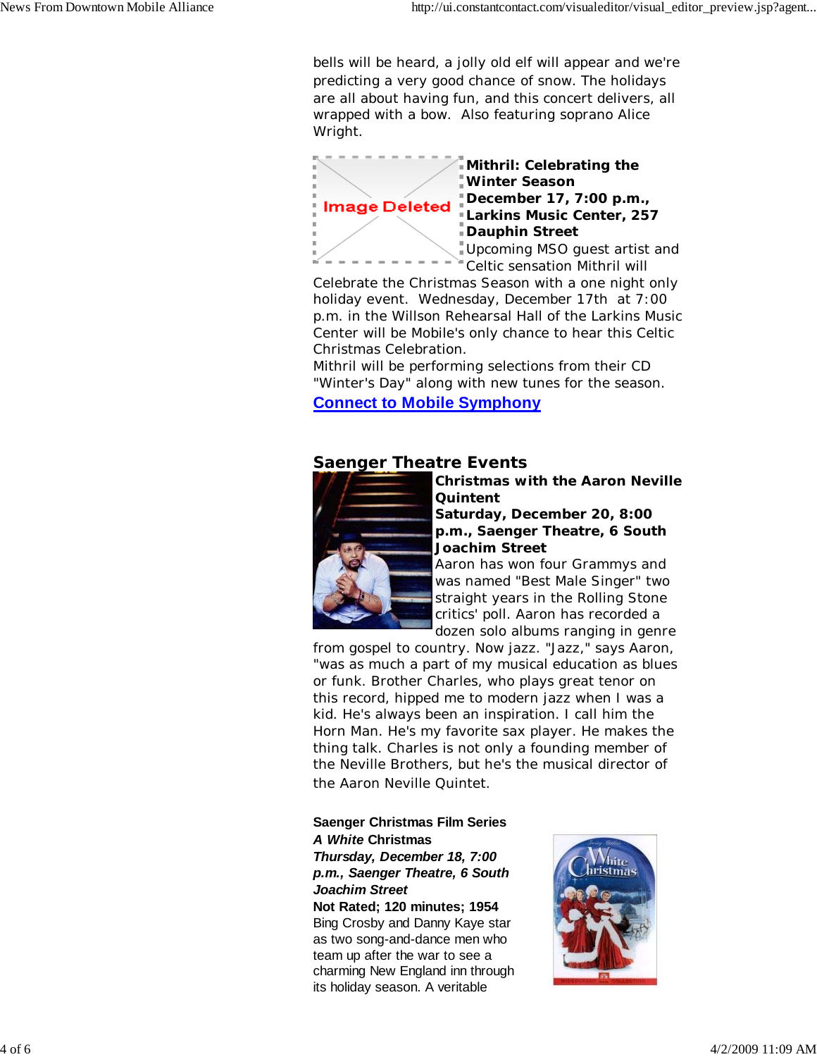bells will be heard, a jolly old elf will appear and we're predicting a very good chance of snow. The holidays are all about having fun, and this concert delivers, all wrapped with a bow.  Also featuring soprano Alice Wright.

Image Deleted

**Mithril: Celebrating the Winter Season**
**December 17, 7:00 p.m., Larkins Music Center, 257 Dauphin Street**
Upcoming MSO guest artist and Celtic sensation Mithril will Celebrate the Christmas Season with a one night only holiday event.  Wednesday, December 17th  at 7:00 p.m. in the Willson Rehearsal Hall of the Larkins Music Center will be Mobile's only chance to hear this Celtic Christmas Celebration.
Mithril will be performing selections from their CD "Winter's Day" along with new tunes for the season.

**Connect to Mobile Symphony**

## Saenger Theatre Events

**Christmas with the Aaron Neville Quintent**
**Saturday, December 20, 8:00 p.m., Saenger Theatre, 6 South Joachim Street**
Aaron has won four Grammys and was named "Best Male Singer" two straight years in the Rolling Stone critics' poll. Aaron has recorded a dozen solo albums ranging in genre from gospel to country. Now jazz. "Jazz," says Aaron, "was as much a part of my musical education as blues or funk. Brother Charles, who plays great tenor on this record, hipped me to modern jazz when I was a kid. He's always been an inspiration. I call him the Horn Man. He's my favorite sax player. He makes the thing talk. Charles is not only a founding member of the Neville Brothers, but he's the musical director of the Aaron Neville Quintet.

**Saenger Christmas Film Series**
***A White* Christmas**
***Thursday, December 18, 7:00 p.m., Saenger Theatre, 6 South Joachim Street***
**Not Rated; 120 minutes; 1954**
Bing Crosby and Danny Kaye star as two song-and-dance men who team up after the war to see a charming New England inn through its holiday season. A veritable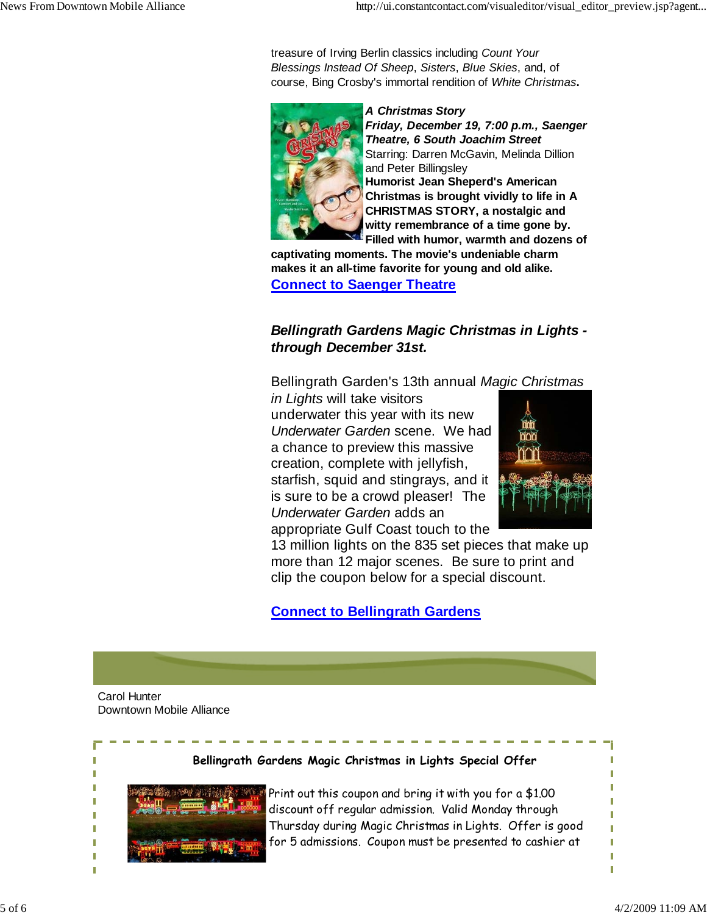treasure of Irving Berlin classics including *Count Your Blessings Instead Of Sheep*, *Sisters*, *Blue Skies*, and, of course, Bing Crosby's immortal rendition of *White Christmas***.**

***A Christmas Story***
***Friday, December 19, 7:00 p.m., Saenger Theatre, 6 South Joachim Street***
Starring: Darren McGavin, Melinda Dillion and Peter Billingsley
**Humorist Jean Sheperd's American Christmas is brought vividly to life in A CHRISTMAS STORY, a nostalgic and witty remembrance of a time gone by. Filled with humor, warmth and dozens of captivating moments. The movie's undeniable charm makes it an all-time favorite for young and old alike.**
**Connect to Saenger Theatre**

***Bellingrath Gardens Magic Christmas in Lights - through December 31st.***

Bellingrath Garden's 13th annual *Magic Christmas in Lights* will take visitors underwater this year with its new *Underwater Garden* scene. We had a chance to preview this massive creation, complete with jellyfish, starfish, squid and stingrays, and it is sure to be a crowd pleaser! The *Underwater Garden* adds an appropriate Gulf Coast touch to the 13 million lights on the 835 set pieces that make up more than 12 major scenes. Be sure to print and clip the coupon below for a special discount.

**Connect to Bellingrath Gardens**

Carol Hunter
Downtown Mobile Alliance

**Bellingrath Gardens Magic Christmas in Lights Special Offer**

Print out this coupon and bring it with you for a $1.00 discount off regular admission. Valid Monday through Thursday during Magic Christmas in Lights. Offer is good for 5 admissions. Coupon must be presented to cashier at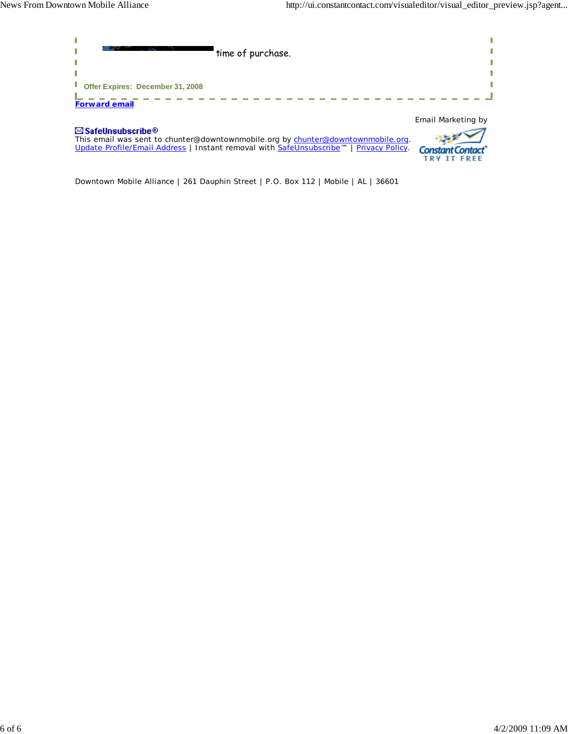time of purchase.

**Offer Expires: December 31, 2008**

**Forward email**

Email Marketing by

**SafeUnsubscribe®**

This email was sent to chunter@downtownmobile.org by chunter@downtownmobile.org.
Update Profile/Email Address | Instant removal with SafeUnsubscribe™ | Privacy Policy.

Constant Contact
TRY IT FREE

Downtown Mobile Alliance | 261 Dauphin Street | P.O. Box 112 | Mobile | AL | 36601